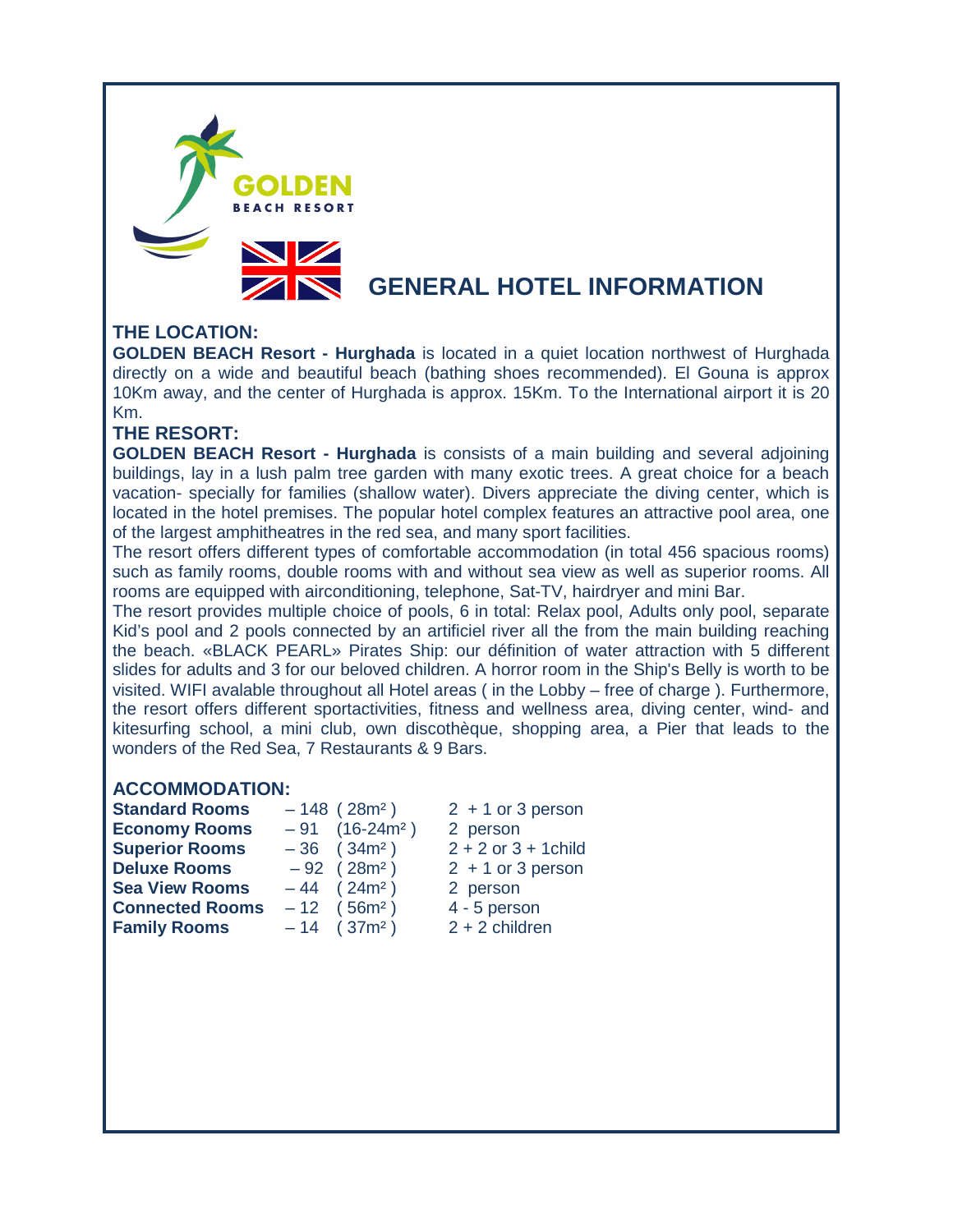GOLDEN
BEACH RESORT

# GENERAL HOTEL INFORMATION

## THE LOCATION:

**GOLDEN BEACH Resort - Hurghada** is located in a quiet location northwest of Hurghada directly on a wide and beautiful beach (bathing shoes recommended). El Gouna is approx 10Km away, and the center of Hurghada is approx. 15Km. To the International airport it is 20 Km.

## THE RESORT:

**GOLDEN BEACH Resort - Hurghada** is consists of a main building and several adjoining buildings, lay in a lush palm tree garden with many exotic trees. A great choice for a beach vacation- specially for families (shallow water). Divers appreciate the diving center, which is located in the hotel premises. The popular hotel complex features an attractive pool area, one of the largest amphitheatres in the red sea, and many sport facilities.

The resort offers different types of comfortable accommodation (in total 456 spacious rooms) such as family rooms, double rooms with and without sea view as well as superior rooms. All rooms are equipped with airconditioning, telephone, Sat-TV, hairdryer and mini Bar.

The resort provides multiple choice of pools, 6 in total: Relax pool, Adults only pool, separate Kid's pool and 2 pools connected by an artificiel river all the from the main building reaching the beach. «BLACK PEARL» Pirates Ship: our définition of water attraction with 5 different slides for adults and 3 for our beloved children. A horror room in the Ship's Belly is worth to be visited. WIFI avalable throughout all Hotel areas ( in the Lobby – free of charge ). Furthermore, the resort offers different sportactivities, fitness and wellness area, diving center, wind- and kitesurfing school, a mini club, own discothèque, shopping area, a Pier that leads to the wonders of the Red Sea, 7 Restaurants & 9 Bars.

## ACCOMMODATION:

| | | | |
|---|---|---|---|
| **Standard Rooms** | – 148 | ( 28m² ) | 2 + 1 or 3 person |
| **Economy Rooms** | – 91 | (16-24m² ) | 2 person |
| **Superior Rooms** | – 36 | ( 34m² ) | 2 + 2 or 3 + 1child |
| **Deluxe Rooms** | – 92 | ( 28m² ) | 2 + 1 or 3 person |
| **Sea View Rooms** | – 44 | ( 24m² ) | 2 person |
| **Connected Rooms** | – 12 | ( 56m² ) | 4 - 5 person |
| **Family Rooms** | – 14 | ( 37m² ) | 2 + 2 children |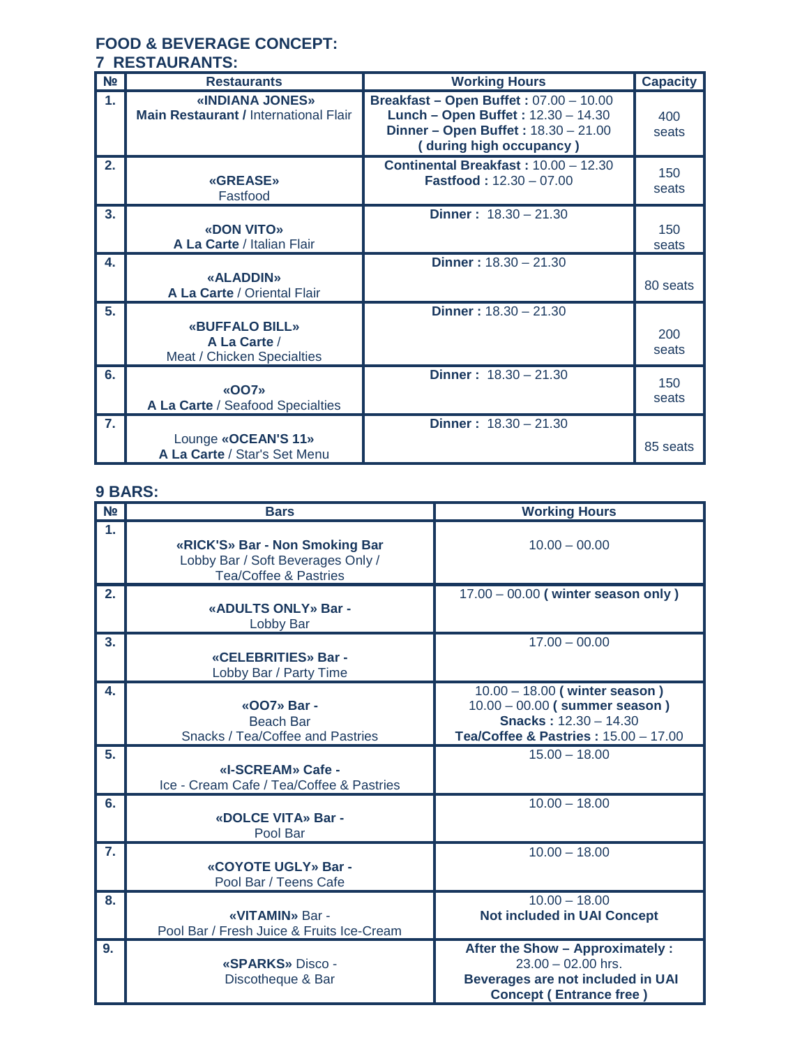## FOOD & BEVERAGE CONCEPT:

## 7 RESTAURANTS:

| № | Restaurants | Working Hours | Capacity |
|---|---|---|---|
| 1. | **«INDIANA JONES»** **Main Restaurant /** International Flair | **Breakfast – Open Buffet :** 07.00 – 10.00 **Lunch – Open Buffet :** 12.30 – 14.30 **Dinner – Open Buffet :** 18.30 – 21.00 **( during high occupancy )** | 400 seats |
| 2. | **«GREASE»** Fastfood | **Continental Breakfast :** 10.00 – 12.30 **Fastfood :** 12.30 – 07.00 | 150 seats |
| 3. | **«DON VITO»** **A La Carte** / Italian Flair | **Dinner :** 18.30 – 21.30 | 150 seats |
| 4. | **«ALADDIN»** **A La Carte** / Oriental Flair | **Dinner :** 18.30 – 21.30 | 80 seats |
| 5. | **«BUFFALO BILL»** **A La Carte** / Meat / Chicken Specialties | **Dinner :** 18.30 – 21.30 | 200 seats |
| 6. | **«OO7»** **A La Carte** / Seafood Specialties | **Dinner :** 18.30 – 21.30 | 150 seats |
| 7. | Lounge **«OCEAN'S 11»** **A La Carte** / Star's Set Menu | **Dinner :** 18.30 – 21.30 | 85 seats |

## 9 BARS:

| № | Bars | Working Hours |
|---|---|---|
| 1. | **«RICK'S» Bar - Non Smoking Bar** Lobby Bar / Soft Beverages Only / Tea/Coffee & Pastries | 10.00 – 00.00 |
| 2. | **«ADULTS ONLY» Bar -** Lobby Bar | 17.00 – 00.00 **( winter season only )** |
| 3. | **«CELEBRITIES» Bar -** Lobby Bar / Party Time | 17.00 – 00.00 |
| 4. | **«OO7» Bar -** Beach Bar Snacks / Tea/Coffee and Pastries | 10.00 – 18.00 **( winter season )** 10.00 – 00.00 **( summer season )** **Snacks :** 12.30 – 14.30 **Tea/Coffee & Pastries :** 15.00 – 17.00 |
| 5. | **«I-SCREAM» Cafe -** Ice - Cream Cafe / Tea/Coffee & Pastries | 15.00 – 18.00 |
| 6. | **«DOLCE VITA» Bar -** Pool Bar | 10.00 – 18.00 |
| 7. | **«COYOTE UGLY» Bar -** Pool Bar / Teens Cafe | 10.00 – 18.00 |
| 8. | **«VITAMIN»** Bar - Pool Bar / Fresh Juice & Fruits Ice-Cream | 10.00 – 18.00 **Not included in UAI Concept** |
| 9. | **«SPARKS»** Disco - Discotheque & Bar | **After the Show – Approximately :** 23.00 – 02.00 hrs. **Beverages are not included in UAI Concept ( Entrance free )** |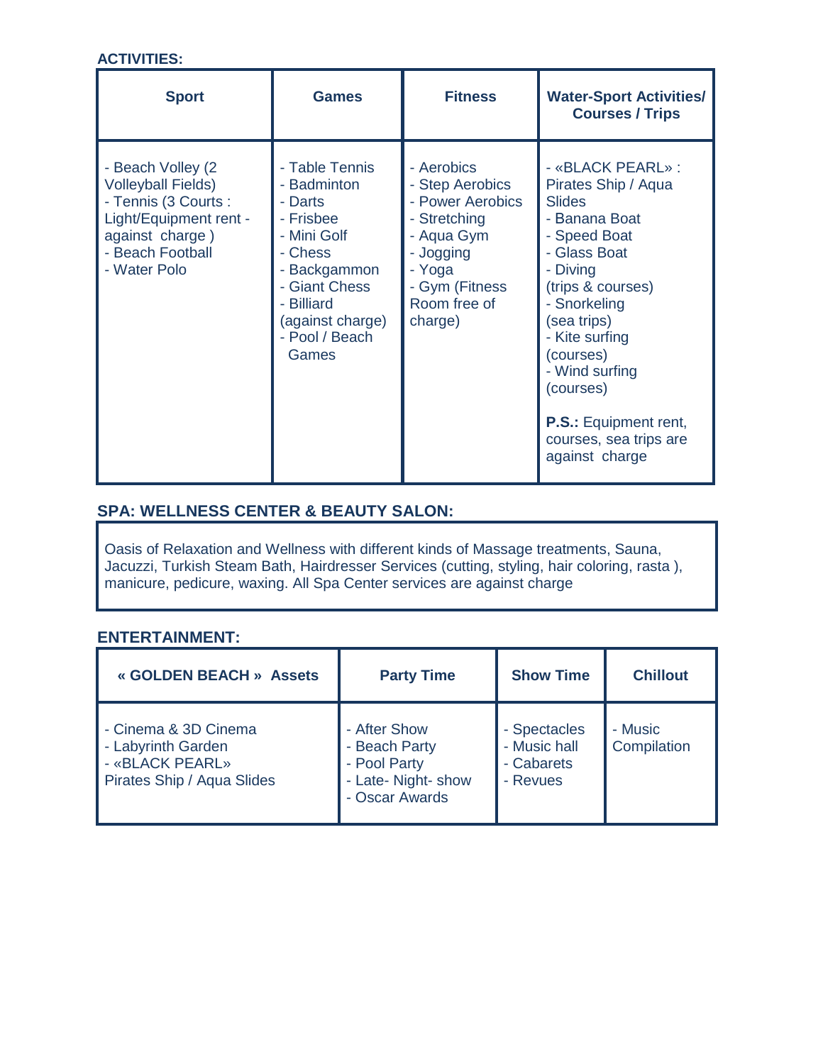**ACTIVITIES:**

| Sport | Games | Fitness | Water-Sport Activities/ Courses / Trips |
|---|---|---|---|
| - Beach Volley (2 Volleyball Fields)<br>- Tennis (3 Courts : Light/Equipment rent - against charge )<br>- Beach Football<br>- Water Polo | - Table Tennis<br>- Badminton<br>- Darts<br>- Frisbee<br>- Mini Golf<br>- Chess<br>- Backgammon<br>- Giant Chess<br>- Billiard (against charge)<br>- Pool / Beach Games | - Aerobics<br>- Step Aerobics<br>- Power Aerobics<br>- Stretching<br>- Aqua Gym<br>- Jogging<br>- Yoga<br>- Gym (Fitness Room free of charge) | - «BLACK PEARL» : Pirates Ship / Aqua Slides<br>- Banana Boat<br>- Speed Boat<br>- Glass Boat<br>- Diving (trips & courses)<br>- Snorkeling (sea trips)<br>- Kite surfing (courses)<br>- Wind surfing (courses)<br><br>**P.S.:** Equipment rent, courses, sea trips are against charge |

**SPA: WELLNESS CENTER & BEAUTY SALON:**

Oasis of Relaxation and Wellness with different kinds of Massage treatments, Sauna, Jacuzzi, Turkish Steam Bath, Hairdresser Services (cutting, styling, hair coloring, rasta ), manicure, pedicure, waxing. All Spa Center services are against charge

**ENTERTAINMENT:**

| « GOLDEN BEACH » Assets | Party Time | Show Time | Chillout |
|---|---|---|---|
| - Cinema & 3D Cinema<br>- Labyrinth Garden<br>- «BLACK PEARL» Pirates Ship / Aqua Slides | - After Show<br>- Beach Party<br>- Pool Party<br>- Late- Night- show<br>- Oscar Awards | - Spectacles<br>- Music hall<br>- Cabarets<br>- Revues | - Music Compilation |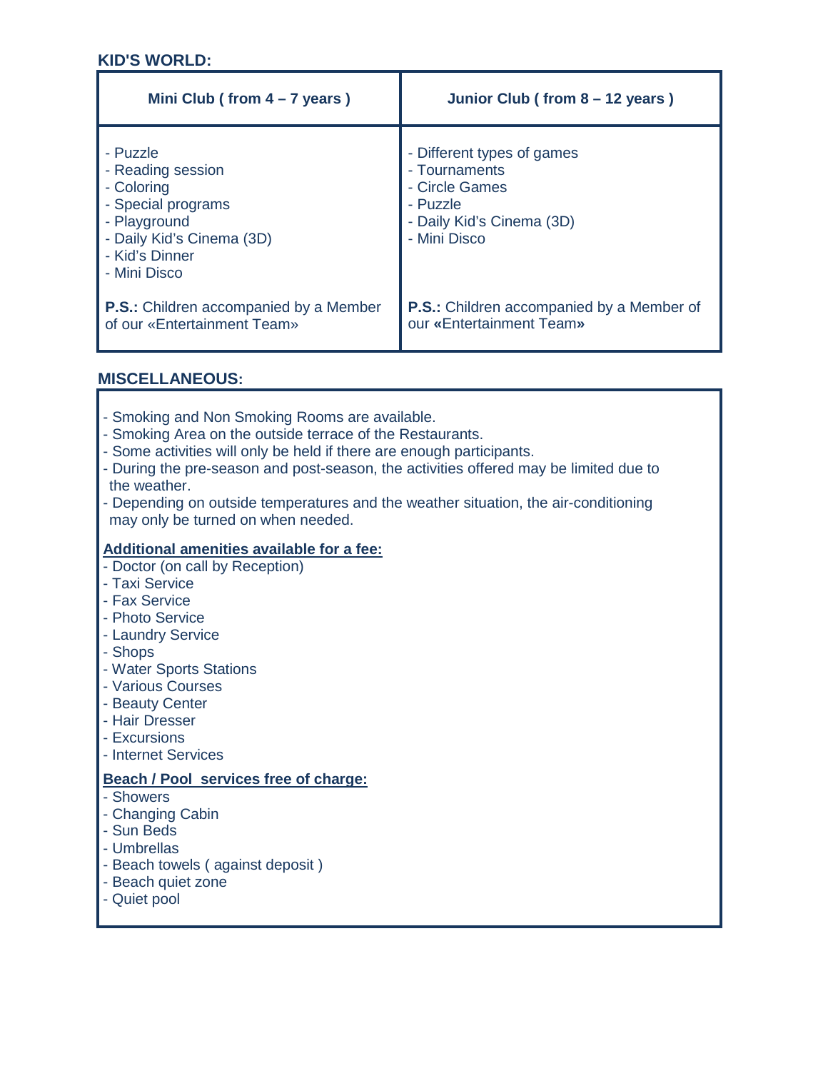## KID'S WORLD:

| Mini Club ( from 4 – 7 years ) | Junior Club ( from 8 – 12 years ) |
| --- | --- |
| - Puzzle<br>- Reading session<br>- Coloring<br>- Special programs<br>- Playground<br>- Daily Kid's Cinema (3D)<br>- Kid's Dinner<br>- Mini Disco<br><br>**P.S.:** Children accompanied by a Member of our «Entertainment Team» | - Different types of games<br>- Tournaments<br>- Circle Games<br>- Puzzle<br>- Daily Kid's Cinema (3D)<br>- Mini Disco<br><br>**P.S.:** Children accompanied by a Member of our **«**Entertainment Team**»** |

## MISCELLANEOUS:

- Smoking and Non Smoking Rooms are available.
- Smoking Area on the outside terrace of the Restaurants.
- Some activities will only be held if there are enough participants.
- During the pre-season and post-season, the activities offered may be limited due to the weather.
- Depending on outside temperatures and the weather situation, the air-conditioning may only be turned on when needed.

**Additional amenities available for a fee:**

- Doctor (on call by Reception)
- Taxi Service
- Fax Service
- Photo Service
- Laundry Service
- Shops
- Water Sports Stations
- Various Courses
- Beauty Center
- Hair Dresser
- Excursions
- Internet Services

**Beach / Pool services free of charge:**

- Showers
- Changing Cabin
- Sun Beds
- Umbrellas
- Beach towels ( against deposit )
- Beach quiet zone
- Quiet pool